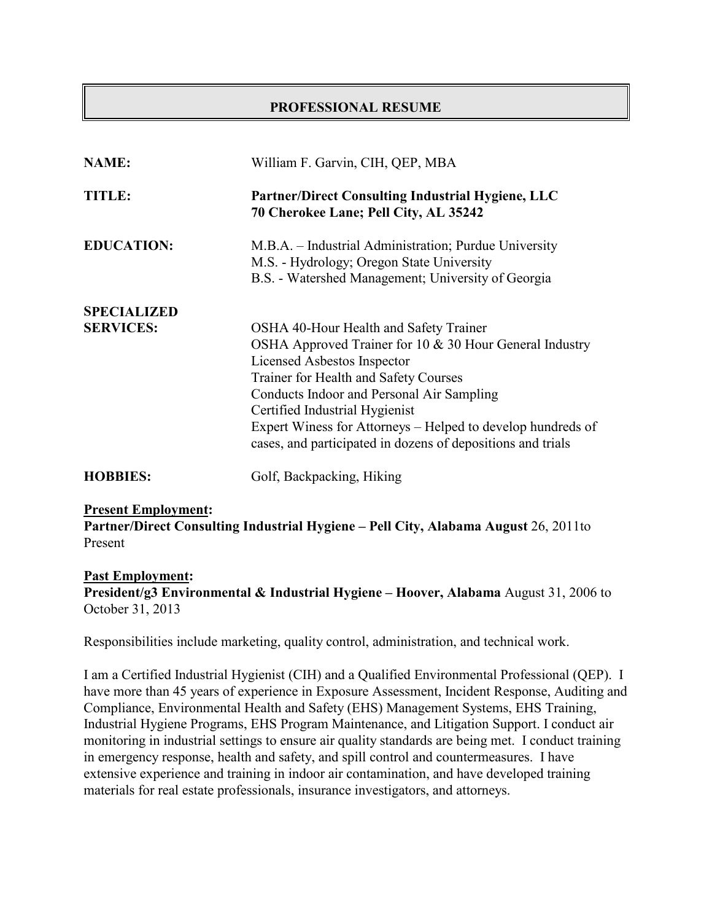# PROFESSIONAL RESUME

| | |
|---|---|
| **NAME:** | William F. Garvin, CIH, QEP, MBA |
| **TITLE:** | **Partner/Direct Consulting Industrial Hygiene, LLC**<br>**70 Cherokee Lane; Pell City, AL 35242** |
| **EDUCATION:** | M.B.A. – Industrial Administration; Purdue University<br>M.S. - Hydrology; Oregon State University<br>B.S. - Watershed Management; University of Georgia |
| **SPECIALIZED SERVICES:** | OSHA 40-Hour Health and Safety Trainer<br>OSHA Approved Trainer for 10 & 30 Hour General Industry<br>Licensed Asbestos Inspector<br>Trainer for Health and Safety Courses<br>Conducts Indoor and Personal Air Sampling<br>Certified Industrial Hygienist<br>Expert Winess for Attorneys – Helped to develop hundreds of cases, and participated in dozens of depositions and trials |
| **HOBBIES:** | Golf, Backpacking, Hiking |

**<u>Present Employment</u>:**
**Partner/Direct Consulting Industrial Hygiene – Pell City, Alabama August** 26, 2011to Present

**<u>Past Employment</u>:**
**President/g3 Environmental & Industrial Hygiene – Hoover, Alabama** August 31, 2006 to October 31, 2013

Responsibilities include marketing, quality control, administration, and technical work.

I am a Certified Industrial Hygienist (CIH) and a Qualified Environmental Professional (QEP). I have more than 45 years of experience in Exposure Assessment, Incident Response, Auditing and Compliance, Environmental Health and Safety (EHS) Management Systems, EHS Training, Industrial Hygiene Programs, EHS Program Maintenance, and Litigation Support. I conduct air monitoring in industrial settings to ensure air quality standards are being met. I conduct training in emergency response, health and safety, and spill control and countermeasures. I have extensive experience and training in indoor air contamination, and have developed training materials for real estate professionals, insurance investigators, and attorneys.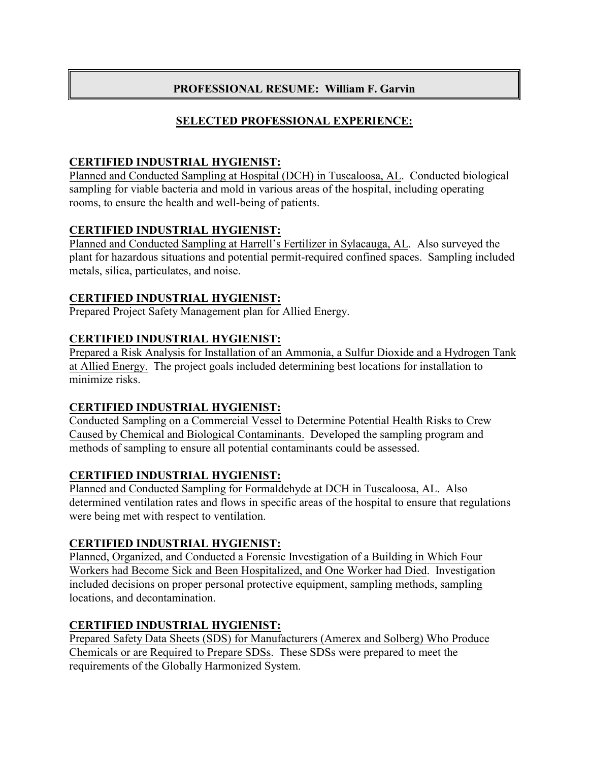# PROFESSIONAL RESUME: William F. Garvin

## SELECTED PROFESSIONAL EXPERIENCE:

### CERTIFIED INDUSTRIAL HYGIENIST:

Planned and Conducted Sampling at Hospital (DCH) in Tuscaloosa, AL. Conducted biological sampling for viable bacteria and mold in various areas of the hospital, including operating rooms, to ensure the health and well-being of patients.

### CERTIFIED INDUSTRIAL HYGIENIST:

Planned and Conducted Sampling at Harrell's Fertilizer in Sylacauga, AL. Also surveyed the plant for hazardous situations and potential permit-required confined spaces. Sampling included metals, silica, particulates, and noise.

### CERTIFIED INDUSTRIAL HYGIENIST:

Prepared Project Safety Management plan for Allied Energy.

### CERTIFIED INDUSTRIAL HYGIENIST:

Prepared a Risk Analysis for Installation of an Ammonia, a Sulfur Dioxide and a Hydrogen Tank at Allied Energy. The project goals included determining best locations for installation to minimize risks.

### CERTIFIED INDUSTRIAL HYGIENIST:

Conducted Sampling on a Commercial Vessel to Determine Potential Health Risks to Crew Caused by Chemical and Biological Contaminants. Developed the sampling program and methods of sampling to ensure all potential contaminants could be assessed.

### CERTIFIED INDUSTRIAL HYGIENIST:

Planned and Conducted Sampling for Formaldehyde at DCH in Tuscaloosa, AL. Also determined ventilation rates and flows in specific areas of the hospital to ensure that regulations were being met with respect to ventilation.

### CERTIFIED INDUSTRIAL HYGIENIST:

Planned, Organized, and Conducted a Forensic Investigation of a Building in Which Four Workers had Become Sick and Been Hospitalized, and One Worker had Died. Investigation included decisions on proper personal protective equipment, sampling methods, sampling locations, and decontamination.

### CERTIFIED INDUSTRIAL HYGIENIST:

Prepared Safety Data Sheets (SDS) for Manufacturers (Amerex and Solberg) Who Produce Chemicals or are Required to Prepare SDSs. These SDSs were prepared to meet the requirements of the Globally Harmonized System.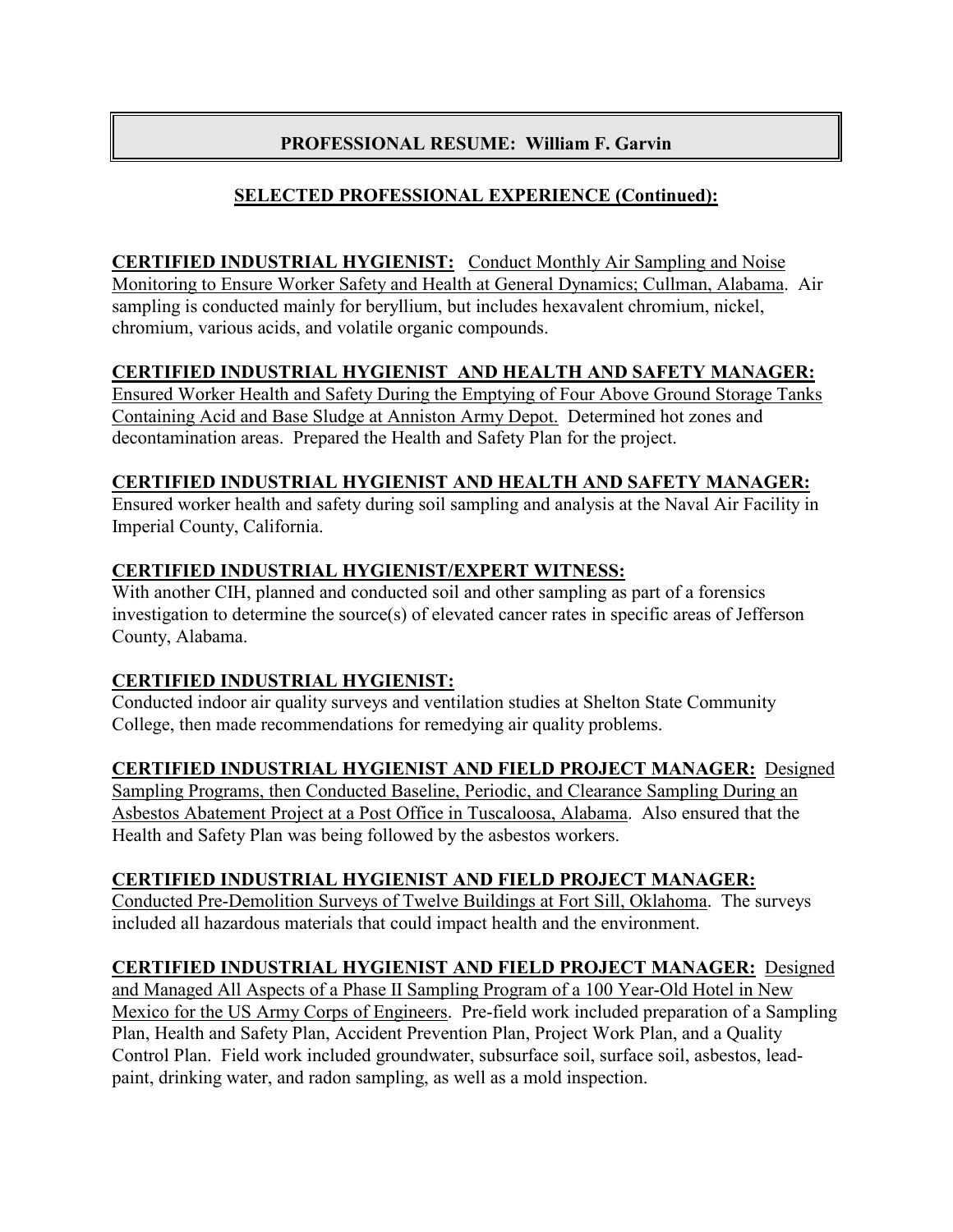**PROFESSIONAL RESUME: William F. Garvin**

## SELECTED PROFESSIONAL EXPERIENCE (Continued):

**CERTIFIED INDUSTRIAL HYGIENIST:** Conduct Monthly Air Sampling and Noise Monitoring to Ensure Worker Safety and Health at General Dynamics; Cullman, Alabama. Air sampling is conducted mainly for beryllium, but includes hexavalent chromium, nickel, chromium, various acids, and volatile organic compounds.

**CERTIFIED INDUSTRIAL HYGIENIST AND HEALTH AND SAFETY MANAGER:** Ensured Worker Health and Safety During the Emptying of Four Above Ground Storage Tanks Containing Acid and Base Sludge at Anniston Army Depot. Determined hot zones and decontamination areas. Prepared the Health and Safety Plan for the project.

**CERTIFIED INDUSTRIAL HYGIENIST AND HEALTH AND SAFETY MANAGER:** Ensured worker health and safety during soil sampling and analysis at the Naval Air Facility in Imperial County, California.

**CERTIFIED INDUSTRIAL HYGIENIST/EXPERT WITNESS:** With another CIH, planned and conducted soil and other sampling as part of a forensics investigation to determine the source(s) of elevated cancer rates in specific areas of Jefferson County, Alabama.

**CERTIFIED INDUSTRIAL HYGIENIST:** Conducted indoor air quality surveys and ventilation studies at Shelton State Community College, then made recommendations for remedying air quality problems.

**CERTIFIED INDUSTRIAL HYGIENIST AND FIELD PROJECT MANAGER:** Designed Sampling Programs, then Conducted Baseline, Periodic, and Clearance Sampling During an Asbestos Abatement Project at a Post Office in Tuscaloosa, Alabama. Also ensured that the Health and Safety Plan was being followed by the asbestos workers.

**CERTIFIED INDUSTRIAL HYGIENIST AND FIELD PROJECT MANAGER:** Conducted Pre-Demolition Surveys of Twelve Buildings at Fort Sill, Oklahoma. The surveys included all hazardous materials that could impact health and the environment.

**CERTIFIED INDUSTRIAL HYGIENIST AND FIELD PROJECT MANAGER:** Designed and Managed All Aspects of a Phase II Sampling Program of a 100 Year-Old Hotel in New Mexico for the US Army Corps of Engineers. Pre-field work included preparation of a Sampling Plan, Health and Safety Plan, Accident Prevention Plan, Project Work Plan, and a Quality Control Plan. Field work included groundwater, subsurface soil, surface soil, asbestos, lead-paint, drinking water, and radon sampling, as well as a mold inspection.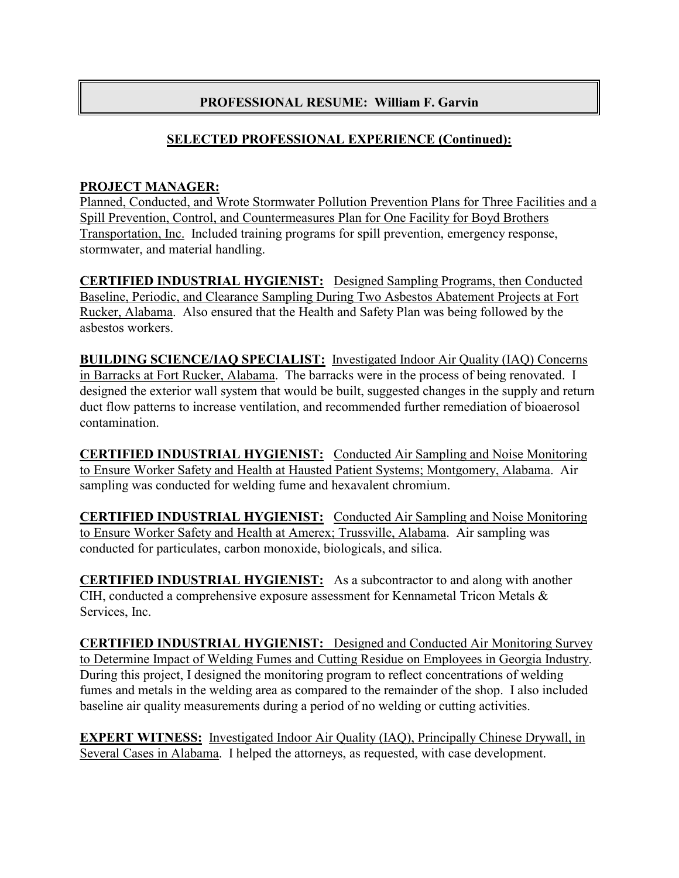**PROFESSIONAL RESUME: William F. Garvin**

## SELECTED PROFESSIONAL EXPERIENCE (Continued):

**PROJECT MANAGER:**
Planned, Conducted, and Wrote Stormwater Pollution Prevention Plans for Three Facilities and a Spill Prevention, Control, and Countermeasures Plan for One Facility for Boyd Brothers Transportation, Inc. Included training programs for spill prevention, emergency response, stormwater, and material handling.

**CERTIFIED INDUSTRIAL HYGIENIST:** Designed Sampling Programs, then Conducted Baseline, Periodic, and Clearance Sampling During Two Asbestos Abatement Projects at Fort Rucker, Alabama. Also ensured that the Health and Safety Plan was being followed by the asbestos workers.

**BUILDING SCIENCE/IAQ SPECIALIST:** Investigated Indoor Air Quality (IAQ) Concerns in Barracks at Fort Rucker, Alabama. The barracks were in the process of being renovated. I designed the exterior wall system that would be built, suggested changes in the supply and return duct flow patterns to increase ventilation, and recommended further remediation of bioaerosol contamination.

**CERTIFIED INDUSTRIAL HYGIENIST:** Conducted Air Sampling and Noise Monitoring to Ensure Worker Safety and Health at Hausted Patient Systems; Montgomery, Alabama. Air sampling was conducted for welding fume and hexavalent chromium.

**CERTIFIED INDUSTRIAL HYGIENIST:** Conducted Air Sampling and Noise Monitoring to Ensure Worker Safety and Health at Amerex; Trussville, Alabama. Air sampling was conducted for particulates, carbon monoxide, biologicals, and silica.

**CERTIFIED INDUSTRIAL HYGIENIST:** As a subcontractor to and along with another CIH, conducted a comprehensive exposure assessment for Kennametal Tricon Metals & Services, Inc.

**CERTIFIED INDUSTRIAL HYGIENIST:** Designed and Conducted Air Monitoring Survey to Determine Impact of Welding Fumes and Cutting Residue on Employees in Georgia Industry. During this project, I designed the monitoring program to reflect concentrations of welding fumes and metals in the welding area as compared to the remainder of the shop. I also included baseline air quality measurements during a period of no welding or cutting activities.

**EXPERT WITNESS:** Investigated Indoor Air Quality (IAQ), Principally Chinese Drywall, in Several Cases in Alabama. I helped the attorneys, as requested, with case development.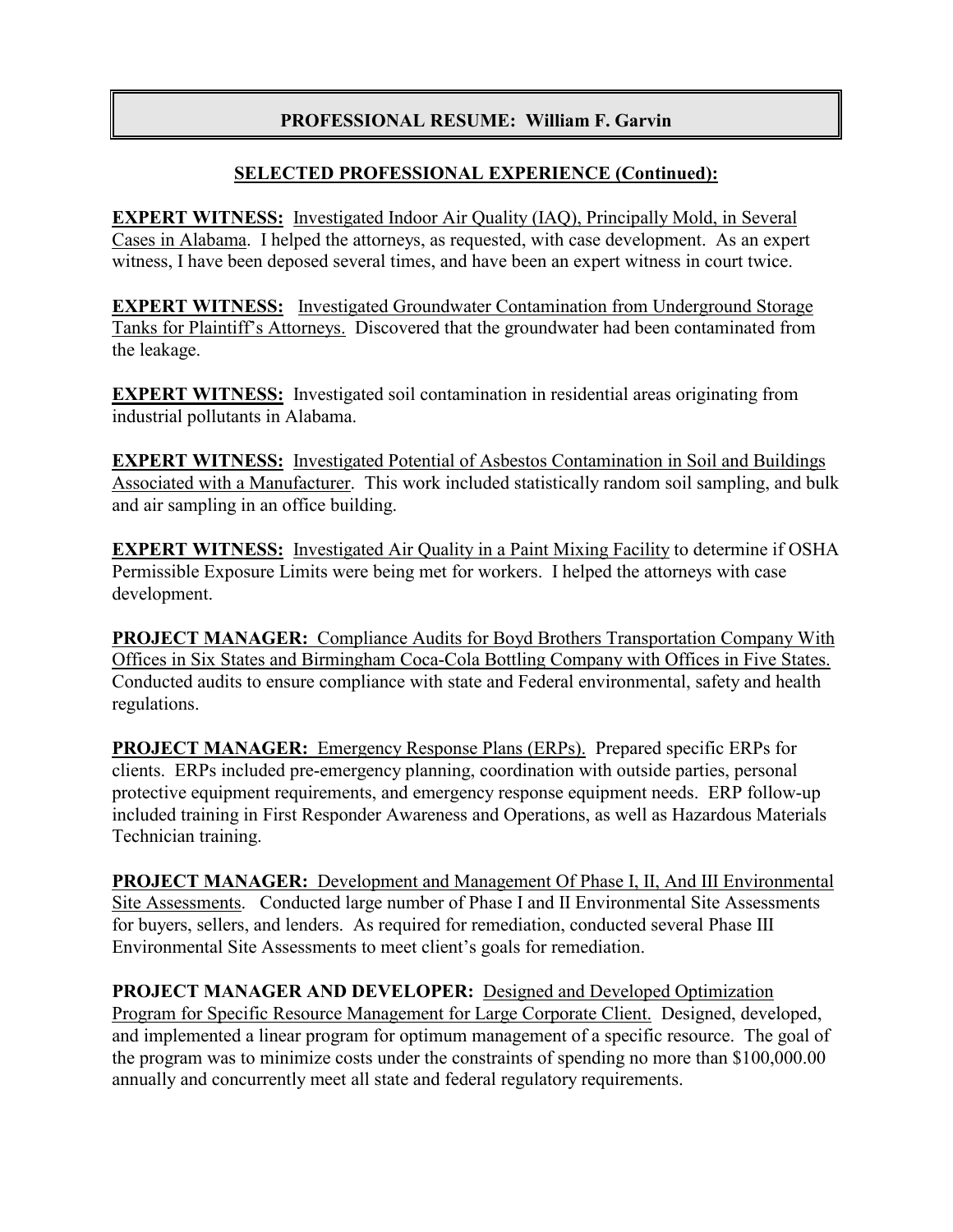# PROFESSIONAL RESUME: William F. Garvin

## SELECTED PROFESSIONAL EXPERIENCE (Continued):

**EXPERT WITNESS:** Investigated Indoor Air Quality (IAQ), Principally Mold, in Several Cases in Alabama. I helped the attorneys, as requested, with case development. As an expert witness, I have been deposed several times, and have been an expert witness in court twice.

**EXPERT WITNESS:** Investigated Groundwater Contamination from Underground Storage Tanks for Plaintiff's Attorneys. Discovered that the groundwater had been contaminated from the leakage.

**EXPERT WITNESS:** Investigated soil contamination in residential areas originating from industrial pollutants in Alabama.

**EXPERT WITNESS:** Investigated Potential of Asbestos Contamination in Soil and Buildings Associated with a Manufacturer. This work included statistically random soil sampling, and bulk and air sampling in an office building.

**EXPERT WITNESS:** Investigated Air Quality in a Paint Mixing Facility to determine if OSHA Permissible Exposure Limits were being met for workers. I helped the attorneys with case development.

**PROJECT MANAGER:** Compliance Audits for Boyd Brothers Transportation Company With Offices in Six States and Birmingham Coca-Cola Bottling Company with Offices in Five States. Conducted audits to ensure compliance with state and Federal environmental, safety and health regulations.

**PROJECT MANAGER:** Emergency Response Plans (ERPs). Prepared specific ERPs for clients. ERPs included pre-emergency planning, coordination with outside parties, personal protective equipment requirements, and emergency response equipment needs. ERP follow-up included training in First Responder Awareness and Operations, as well as Hazardous Materials Technician training.

**PROJECT MANAGER:** Development and Management Of Phase I, II, And III Environmental Site Assessments. Conducted large number of Phase I and II Environmental Site Assessments for buyers, sellers, and lenders. As required for remediation, conducted several Phase III Environmental Site Assessments to meet client's goals for remediation.

**PROJECT MANAGER AND DEVELOPER:** Designed and Developed Optimization Program for Specific Resource Management for Large Corporate Client. Designed, developed, and implemented a linear program for optimum management of a specific resource. The goal of the program was to minimize costs under the constraints of spending no more than $100,000.00 annually and concurrently meet all state and federal regulatory requirements.